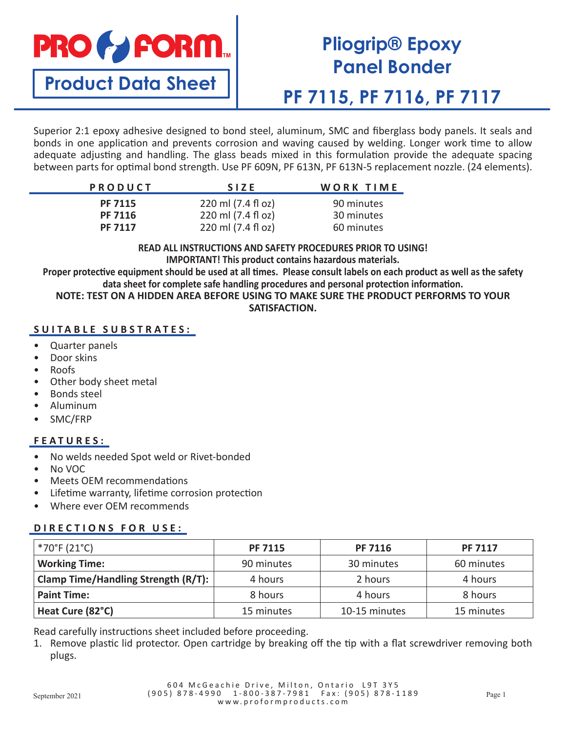# PRO FORM

**Product Data Sheet**

# Pliogrip® Epoxy Panel Bonder

## PF 7115, PF 7116, PF 7117

Superior 2:1 epoxy adhesive designed to bond steel, aluminum, SMC and fiberglass body panels. It seals and bonds in one application and prevents corrosion and waving caused by welding. Longer work time to allow adequate adjusting and handling. The glass beads mixed in this formulation provide the adequate spacing between parts for optimal bond strength. Use PF 609N, PF 613N, PF 613N-5 replacement nozzle. (24 elements).

| PRODUCT | SIZE | WORK TIME |
|---|---|---|
| **PF 7115** | 220 ml (7.4 fl oz) | 90 minutes |
| **PF 7116** | 220 ml (7.4 fl oz) | 30 minutes |
| **PF 7117** | 220 ml (7.4 fl oz) | 60 minutes |

**READ ALL INSTRUCTIONS AND SAFETY PROCEDURES PRIOR TO USING!**
**IMPORTANT! This product contains hazardous materials.**
**Proper protective equipment should be used at all times. Please consult labels on each product as well as the safety data sheet for complete safe handling procedures and personal protection information.**
**NOTE: TEST ON A HIDDEN AREA BEFORE USING TO MAKE SURE THE PRODUCT PERFORMS TO YOUR SATISFACTION.**

### SUITABLE SUBSTRATES:

- Quarter panels
- Door skins
- Roofs
- Other body sheet metal
- Bonds steel
- Aluminum
- SMC/FRP

### FEATURES:

- No welds needed Spot weld or Rivet-bonded
- No VOC
- Meets OEM recommendations
- Lifetime warranty, lifetime corrosion protection
- Where ever OEM recommends

### DIRECTIONS FOR USE:

| *70°F (21°C) | PF 7115 | PF 7116 | PF 7117 |
|---|---|---|---|
| **Working Time:** | 90 minutes | 30 minutes | 60 minutes |
| **Clamp Time/Handling Strength (R/T):** | 4 hours | 2 hours | 4 hours |
| **Paint Time:** | 8 hours | 4 hours | 8 hours |
| **Heat Cure (82°C)** | 15 minutes | 10-15 minutes | 15 minutes |

Read carefully instructions sheet included before proceeding.

1. Remove plastic lid protector. Open cartridge by breaking off the tip with a flat screwdriver removing both plugs.

604 McGeachie Drive, Milton, Ontario L9T 3Y5
(905) 878-4990 1-800-387-7981 Fax: (905) 878-1189
www.proformproducts.com

September 2021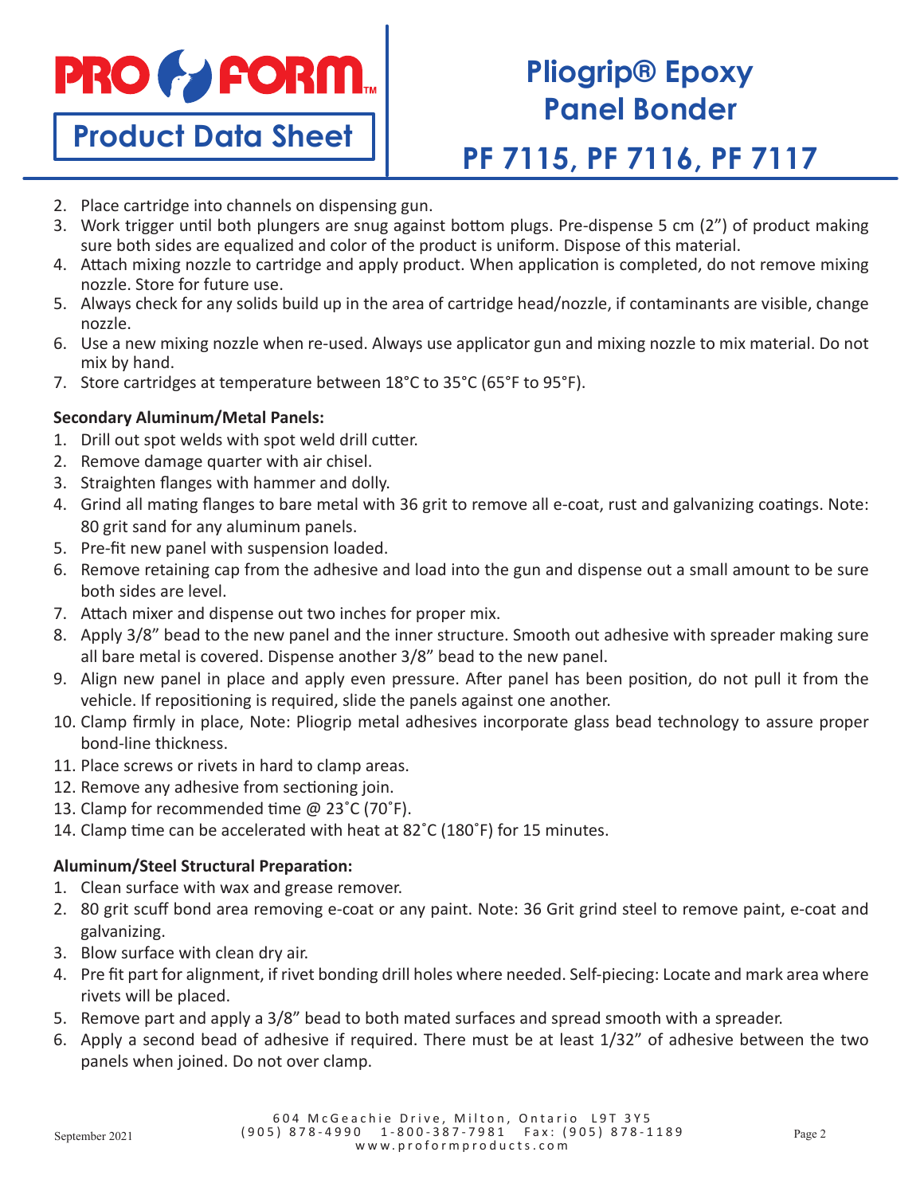2. Place cartridge into channels on dispensing gun.
3. Work trigger until both plungers are snug against bottom plugs. Pre-dispense 5 cm (2") of product making sure both sides are equalized and color of the product is uniform. Dispose of this material.
4. Attach mixing nozzle to cartridge and apply product. When application is completed, do not remove mixing nozzle. Store for future use.
5. Always check for any solids build up in the area of cartridge head/nozzle, if contaminants are visible, change nozzle.
6. Use a new mixing nozzle when re-used. Always use applicator gun and mixing nozzle to mix material. Do not mix by hand.
7. Store cartridges at temperature between 18°C to 35°C (65°F to 95°F).

**Secondary Aluminum/Metal Panels:**

1. Drill out spot welds with spot weld drill cutter.
2. Remove damage quarter with air chisel.
3. Straighten flanges with hammer and dolly.
4. Grind all mating flanges to bare metal with 36 grit to remove all e-coat, rust and galvanizing coatings. Note: 80 grit sand for any aluminum panels.
5. Pre-fit new panel with suspension loaded.
6. Remove retaining cap from the adhesive and load into the gun and dispense out a small amount to be sure both sides are level.
7. Attach mixer and dispense out two inches for proper mix.
8. Apply 3/8" bead to the new panel and the inner structure. Smooth out adhesive with spreader making sure all bare metal is covered. Dispense another 3/8" bead to the new panel.
9. Align new panel in place and apply even pressure. After panel has been position, do not pull it from the vehicle. If repositioning is required, slide the panels against one another.
10. Clamp firmly in place, Note: Pliogrip metal adhesives incorporate glass bead technology to assure proper bond-line thickness.
11. Place screws or rivets in hard to clamp areas.
12. Remove any adhesive from sectioning join.
13. Clamp for recommended time @ 23˚C (70˚F).
14. Clamp time can be accelerated with heat at 82˚C (180˚F) for 15 minutes.

**Aluminum/Steel Structural Preparation:**

1. Clean surface with wax and grease remover.
2. 80 grit scuff bond area removing e-coat or any paint. Note: 36 Grit grind steel to remove paint, e-coat and galvanizing.
3. Blow surface with clean dry air.
4. Pre fit part for alignment, if rivet bonding drill holes where needed. Self-piecing: Locate and mark area where rivets will be placed.
5. Remove part and apply a 3/8" bead to both mated surfaces and spread smooth with a spreader.
6. Apply a second bead of adhesive if required. There must be at least 1/32" of adhesive between the two panels when joined. Do not over clamp.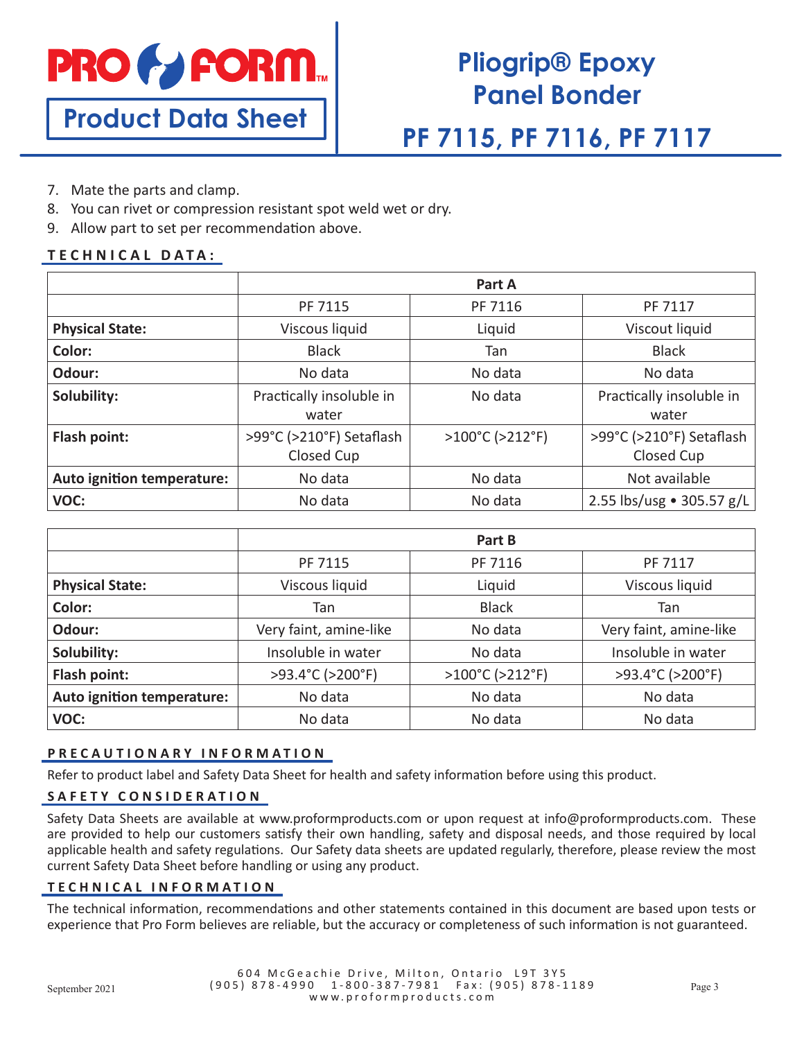7. Mate the parts and clamp.
8. You can rivet or compression resistant spot weld wet or dry.
9. Allow part to set per recommendation above.

## TECHNICAL DATA:

| | Part A | | |
|---|---|---|---|
| | PF 7115 | PF 7116 | PF 7117 |
| **Physical State:** | Viscous liquid | Liquid | Viscout liquid |
| **Color:** | Black | Tan | Black |
| **Odour:** | No data | No data | No data |
| **Solubility:** | Practically insoluble in water | No data | Practically insoluble in water |
| **Flash point:** | >99°C (>210°F) Setaflash Closed Cup | >100°C (>212°F) | >99°C (>210°F) Setaflash Closed Cup |
| **Auto ignition temperature:** | No data | No data | Not available |
| **VOC:** | No data | No data | 2.55 lbs/usg • 305.57 g/L |

| | Part B | | |
|---|---|---|---|
| | PF 7115 | PF 7116 | PF 7117 |
| **Physical State:** | Viscous liquid | Liquid | Viscous liquid |
| **Color:** | Tan | Black | Tan |
| **Odour:** | Very faint, amine-like | No data | Very faint, amine-like |
| **Solubility:** | Insoluble in water | No data | Insoluble in water |
| **Flash point:** | >93.4°C (>200°F) | >100°C (>212°F) | >93.4°C (>200°F) |
| **Auto ignition temperature:** | No data | No data | No data |
| **VOC:** | No data | No data | No data |

## PRECAUTIONARY INFORMATION

Refer to product label and Safety Data Sheet for health and safety information before using this product.

## SAFETY CONSIDERATION

Safety Data Sheets are available at www.proformproducts.com or upon request at info@proformproducts.com. These are provided to help our customers satisfy their own handling, safety and disposal needs, and those required by local applicable health and safety regulations. Our Safety data sheets are updated regularly, therefore, please review the most current Safety Data Sheet before handling or using any product.

## TECHNICAL INFORMATION

The technical information, recommendations and other statements contained in this document are based upon tests or experience that Pro Form believes are reliable, but the accuracy or completeness of such information is not guaranteed.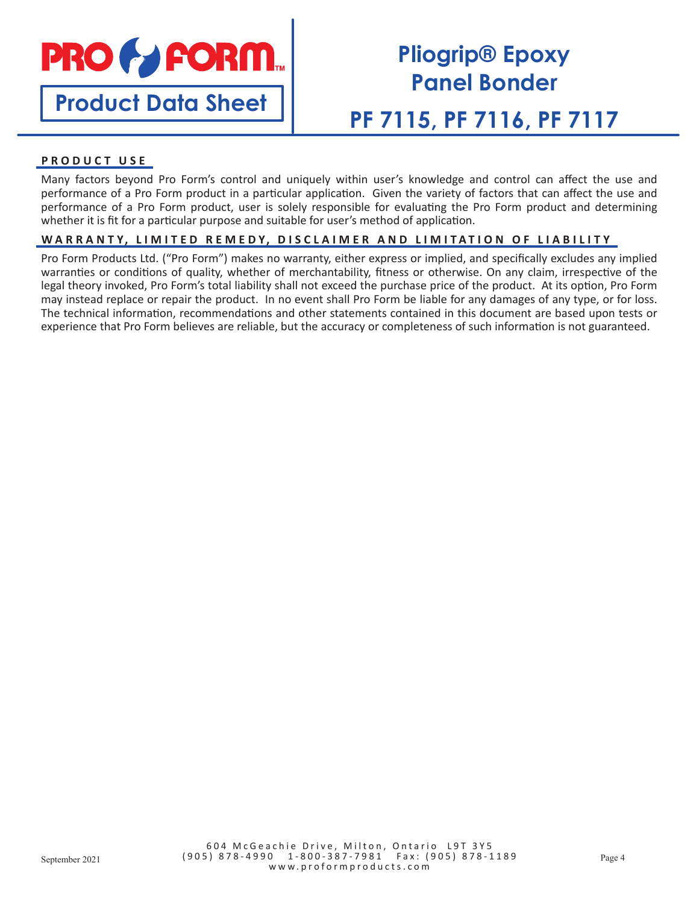## PRODUCT USE

Many factors beyond Pro Form's control and uniquely within user's knowledge and control can affect the use and performance of a Pro Form product in a particular application. Given the variety of factors that can affect the use and performance of a Pro Form product, user is solely responsible for evaluating the Pro Form product and determining whether it is fit for a particular purpose and suitable for user's method of application.

## WARRANTY, LIMITED REMEDY, DISCLAIMER AND LIMITATION OF LIABILITY

Pro Form Products Ltd. ("Pro Form") makes no warranty, either express or implied, and specifically excludes any implied warranties or conditions of quality, whether of merchantability, fitness or otherwise. On any claim, irrespective of the legal theory invoked, Pro Form's total liability shall not exceed the purchase price of the product. At its option, Pro Form may instead replace or repair the product. In no event shall Pro Form be liable for any damages of any type, or for loss. The technical information, recommendations and other statements contained in this document are based upon tests or experience that Pro Form believes are reliable, but the accuracy or completeness of such information is not guaranteed.